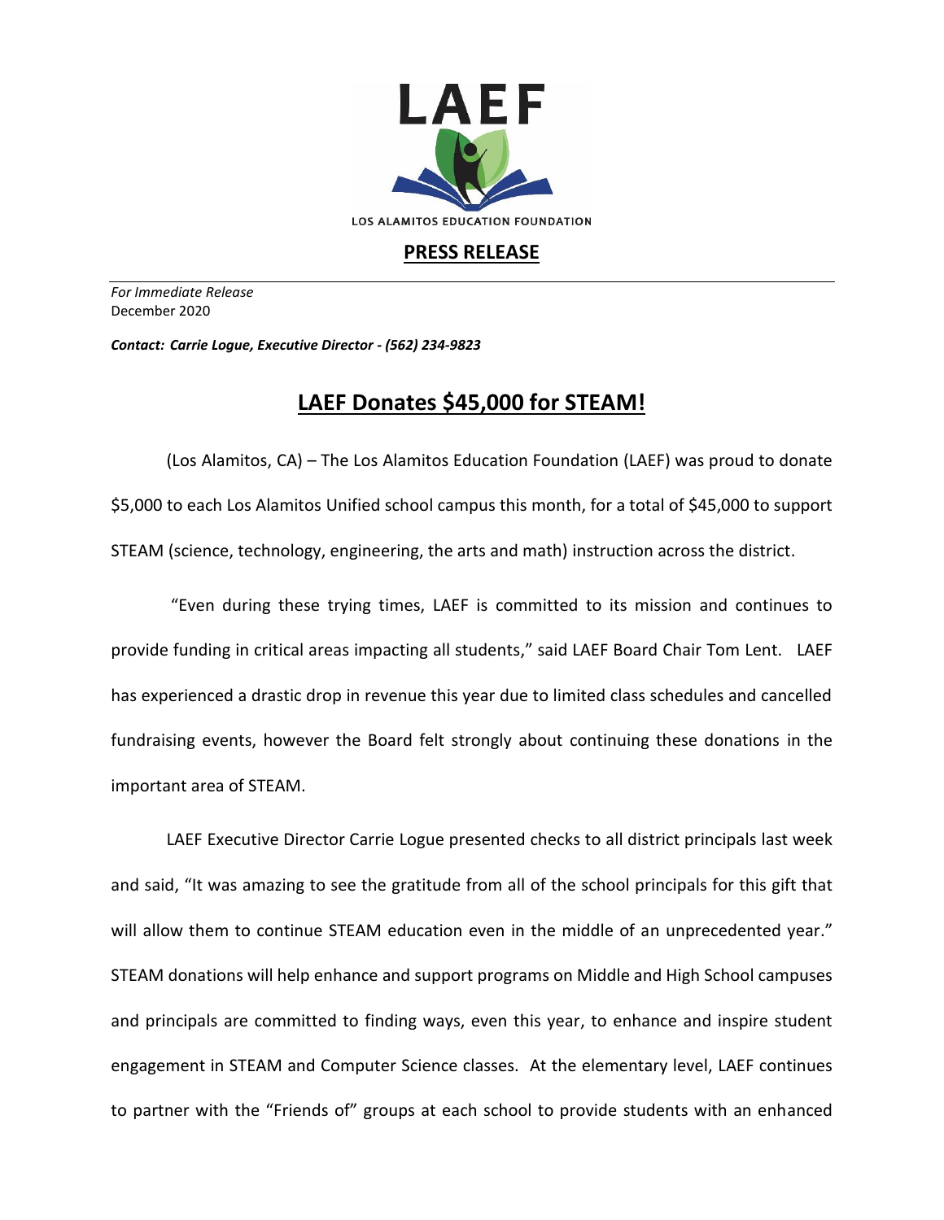LAEF

LOS ALAMITOS EDUCATION FOUNDATION

## PRESS RELEASE

*For Immediate Release*
December 2020

***Contact: Carrie Logue, Executive Director - (562) 234-9823***

# LAEF Donates $45,000 for STEAM!

(Los Alamitos, CA) – The Los Alamitos Education Foundation (LAEF) was proud to donate $5,000 to each Los Alamitos Unified school campus this month, for a total of $45,000 to support STEAM (science, technology, engineering, the arts and math) instruction across the district.

"Even during these trying times, LAEF is committed to its mission and continues to provide funding in critical areas impacting all students," said LAEF Board Chair Tom Lent. LAEF has experienced a drastic drop in revenue this year due to limited class schedules and cancelled fundraising events, however the Board felt strongly about continuing these donations in the important area of STEAM.

LAEF Executive Director Carrie Logue presented checks to all district principals last week and said, "It was amazing to see the gratitude from all of the school principals for this gift that will allow them to continue STEAM education even in the middle of an unprecedented year." STEAM donations will help enhance and support programs on Middle and High School campuses and principals are committed to finding ways, even this year, to enhance and inspire student engagement in STEAM and Computer Science classes. At the elementary level, LAEF continues to partner with the "Friends of" groups at each school to provide students with an enhanced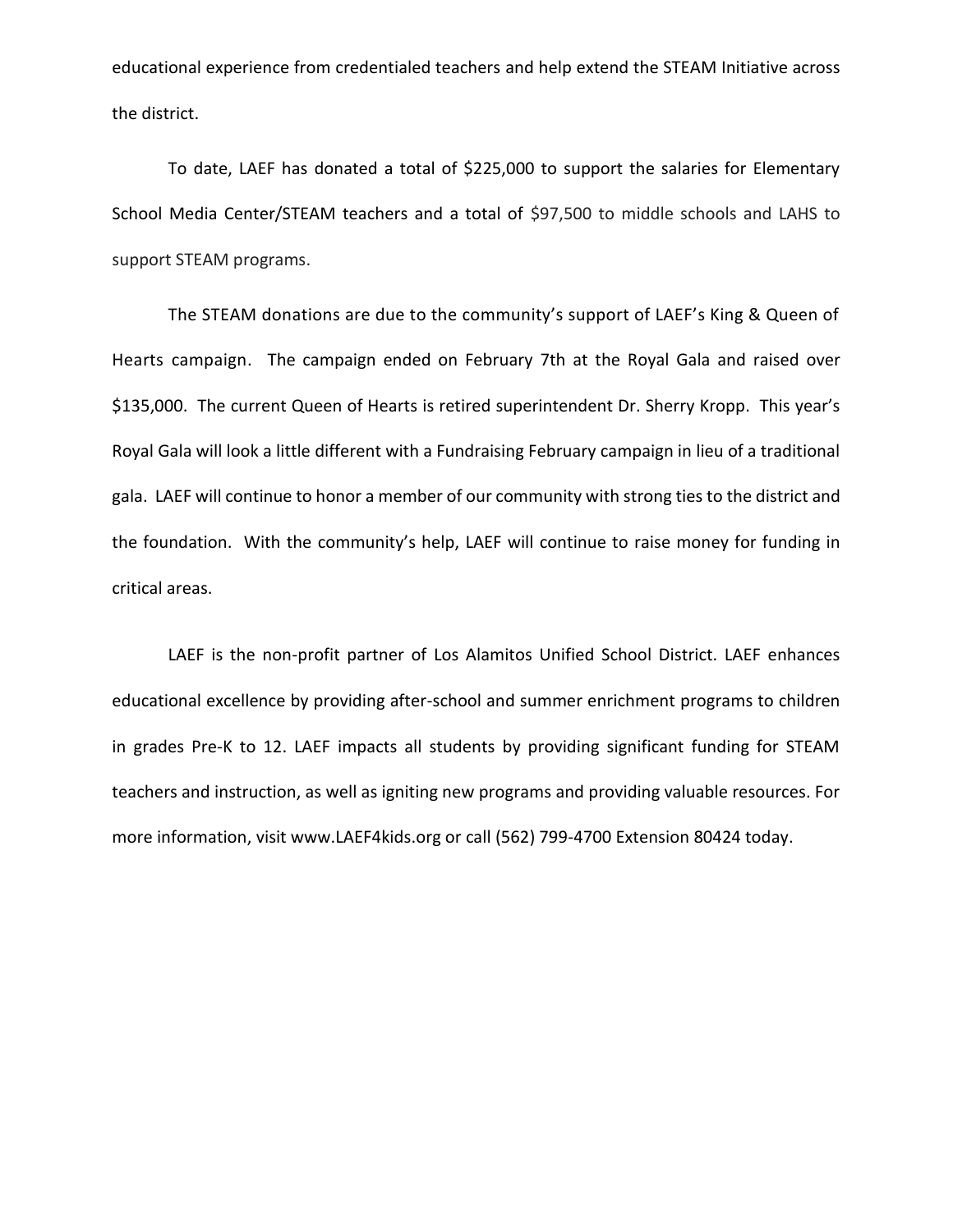educational experience from credentialed teachers and help extend the STEAM Initiative across the district.

To date, LAEF has donated a total of $225,000 to support the salaries for Elementary School Media Center/STEAM teachers and a total of $97,500 to middle schools and LAHS to support STEAM programs.

The STEAM donations are due to the community's support of LAEF's King & Queen of Hearts campaign. The campaign ended on February 7th at the Royal Gala and raised over $135,000. The current Queen of Hearts is retired superintendent Dr. Sherry Kropp. This year's Royal Gala will look a little different with a Fundraising February campaign in lieu of a traditional gala. LAEF will continue to honor a member of our community with strong ties to the district and the foundation. With the community's help, LAEF will continue to raise money for funding in critical areas.

LAEF is the non-profit partner of Los Alamitos Unified School District. LAEF enhances educational excellence by providing after-school and summer enrichment programs to children in grades Pre-K to 12. LAEF impacts all students by providing significant funding for STEAM teachers and instruction, as well as igniting new programs and providing valuable resources. For more information, visit www.LAEF4kids.org or call (562) 799-4700 Extension 80424 today.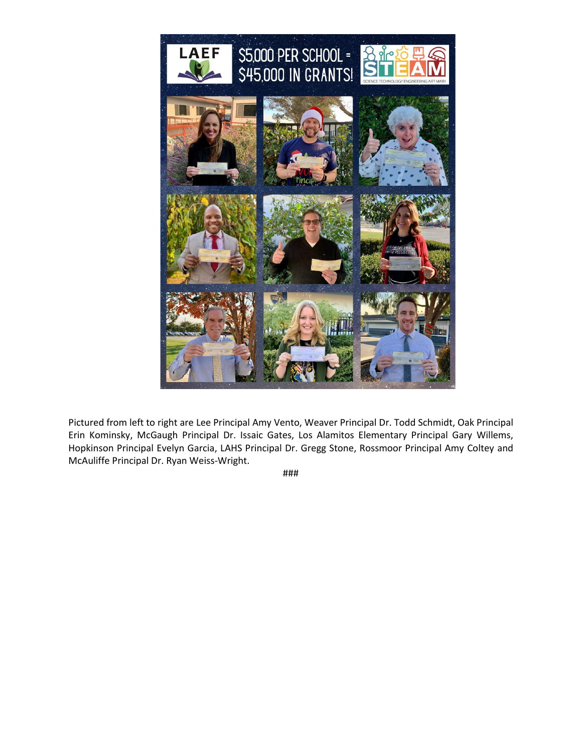Pictured from left to right are Lee Principal Amy Vento, Weaver Principal Dr. Todd Schmidt, Oak Principal Erin Kominsky, McGaugh Principal Dr. Issaic Gates, Los Alamitos Elementary Principal Gary Willems, Hopkinson Principal Evelyn Garcia, LAHS Principal Dr. Gregg Stone, Rossmoor Principal Amy Coltey and McAuliffe Principal Dr. Ryan Weiss-Wright.

###